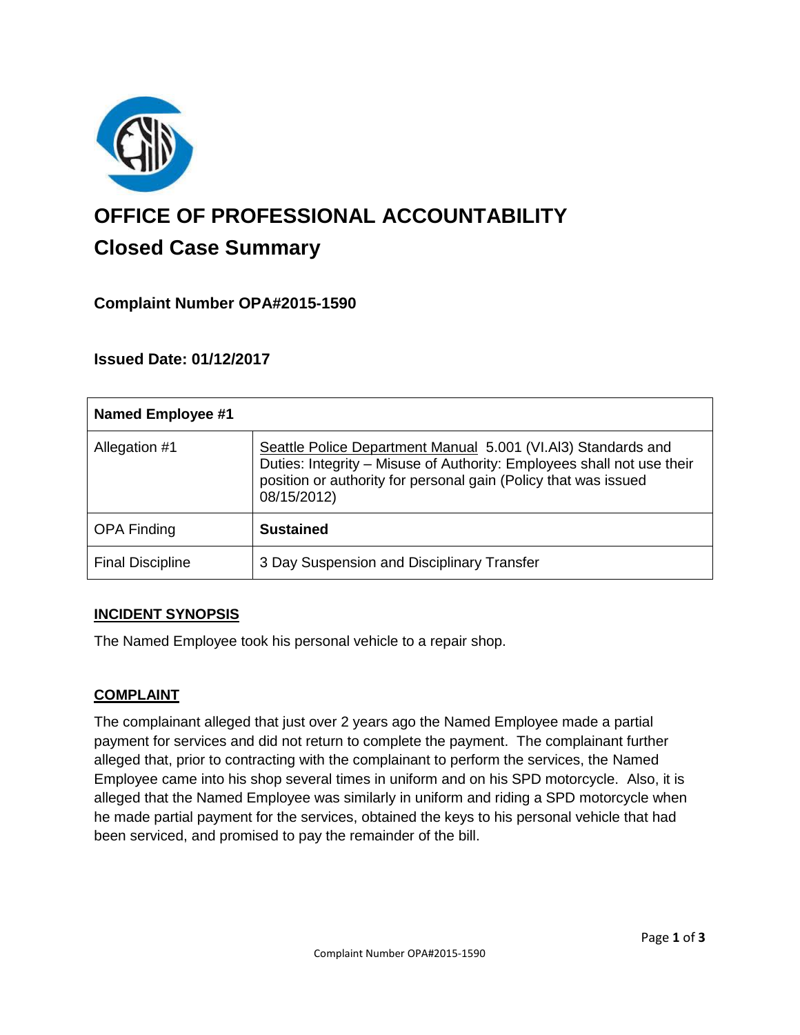# OFFICE OF PROFESSIONAL ACCOUNTABILITY

## Closed Case Summary

### Complaint Number OPA#2015-1590

### Issued Date: 01/12/2017

| **Named Employee #1** | |
|---|---|
| Allegation #1 | Seattle Police Department Manual 5.001 (VI.AI3) Standards and Duties: Integrity – Misuse of Authority: Employees shall not use their position or authority for personal gain (Policy that was issued 08/15/2012) |
| OPA Finding | **Sustained** |
| Final Discipline | 3 Day Suspension and Disciplinary Transfer |

### INCIDENT SYNOPSIS

The Named Employee took his personal vehicle to a repair shop.

### COMPLAINT

The complainant alleged that just over 2 years ago the Named Employee made a partial payment for services and did not return to complete the payment. The complainant further alleged that, prior to contracting with the complainant to perform the services, the Named Employee came into his shop several times in uniform and on his SPD motorcycle. Also, it is alleged that the Named Employee was similarly in uniform and riding a SPD motorcycle when he made partial payment for the services, obtained the keys to his personal vehicle that had been serviced, and promised to pay the remainder of the bill.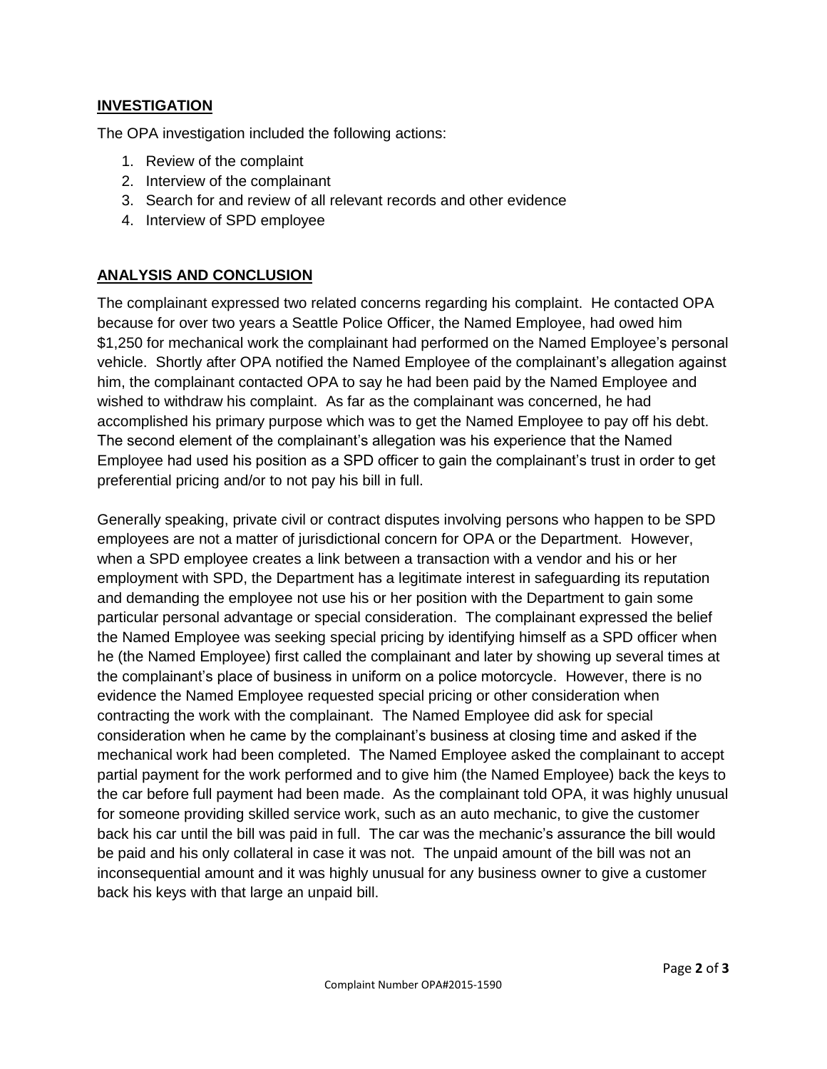## INVESTIGATION

The OPA investigation included the following actions:

1. Review of the complaint
2. Interview of the complainant
3. Search for and review of all relevant records and other evidence
4. Interview of SPD employee

## ANALYSIS AND CONCLUSION

The complainant expressed two related concerns regarding his complaint. He contacted OPA because for over two years a Seattle Police Officer, the Named Employee, had owed him $1,250 for mechanical work the complainant had performed on the Named Employee's personal vehicle. Shortly after OPA notified the Named Employee of the complainant's allegation against him, the complainant contacted OPA to say he had been paid by the Named Employee and wished to withdraw his complaint. As far as the complainant was concerned, he had accomplished his primary purpose which was to get the Named Employee to pay off his debt. The second element of the complainant's allegation was his experience that the Named Employee had used his position as a SPD officer to gain the complainant's trust in order to get preferential pricing and/or to not pay his bill in full.

Generally speaking, private civil or contract disputes involving persons who happen to be SPD employees are not a matter of jurisdictional concern for OPA or the Department. However, when a SPD employee creates a link between a transaction with a vendor and his or her employment with SPD, the Department has a legitimate interest in safeguarding its reputation and demanding the employee not use his or her position with the Department to gain some particular personal advantage or special consideration. The complainant expressed the belief the Named Employee was seeking special pricing by identifying himself as a SPD officer when he (the Named Employee) first called the complainant and later by showing up several times at the complainant's place of business in uniform on a police motorcycle. However, there is no evidence the Named Employee requested special pricing or other consideration when contracting the work with the complainant. The Named Employee did ask for special consideration when he came by the complainant's business at closing time and asked if the mechanical work had been completed. The Named Employee asked the complainant to accept partial payment for the work performed and to give him (the Named Employee) back the keys to the car before full payment had been made. As the complainant told OPA, it was highly unusual for someone providing skilled service work, such as an auto mechanic, to give the customer back his car until the bill was paid in full. The car was the mechanic's assurance the bill would be paid and his only collateral in case it was not. The unpaid amount of the bill was not an inconsequential amount and it was highly unusual for any business owner to give a customer back his keys with that large an unpaid bill.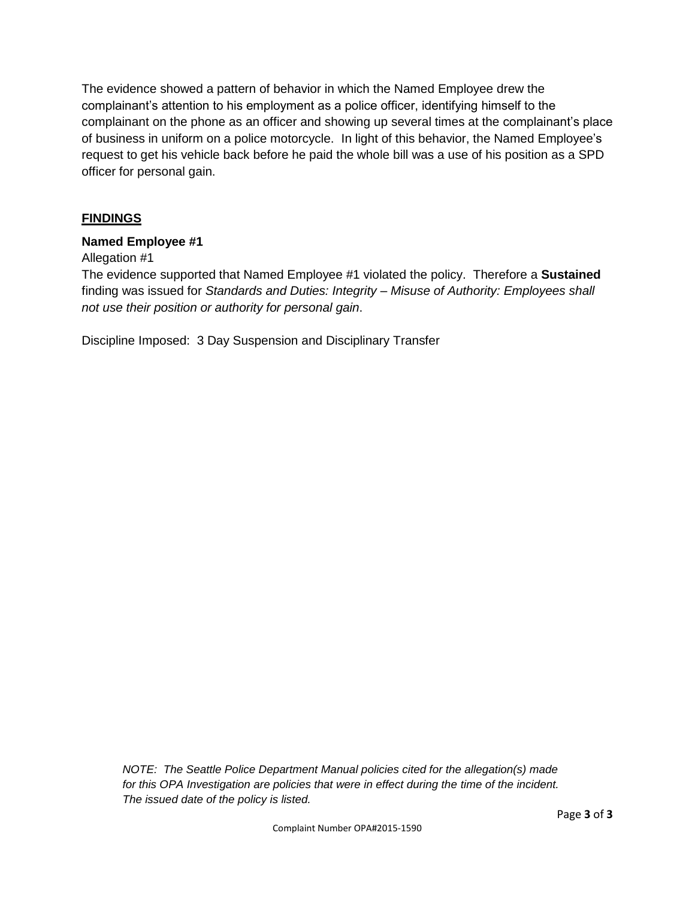The evidence showed a pattern of behavior in which the Named Employee drew the complainant's attention to his employment as a police officer, identifying himself to the complainant on the phone as an officer and showing up several times at the complainant's place of business in uniform on a police motorcycle. In light of this behavior, the Named Employee's request to get his vehicle back before he paid the whole bill was a use of his position as a SPD officer for personal gain.

## FINDINGS

### Named Employee #1

Allegation #1

The evidence supported that Named Employee #1 violated the policy. Therefore a **Sustained** finding was issued for *Standards and Duties: Integrity – Misuse of Authority: Employees shall not use their position or authority for personal gain*.

Discipline Imposed: 3 Day Suspension and Disciplinary Transfer

*NOTE: The Seattle Police Department Manual policies cited for the allegation(s) made for this OPA Investigation are policies that were in effect during the time of the incident. The issued date of the policy is listed.*

Complaint Number OPA#2015-1590